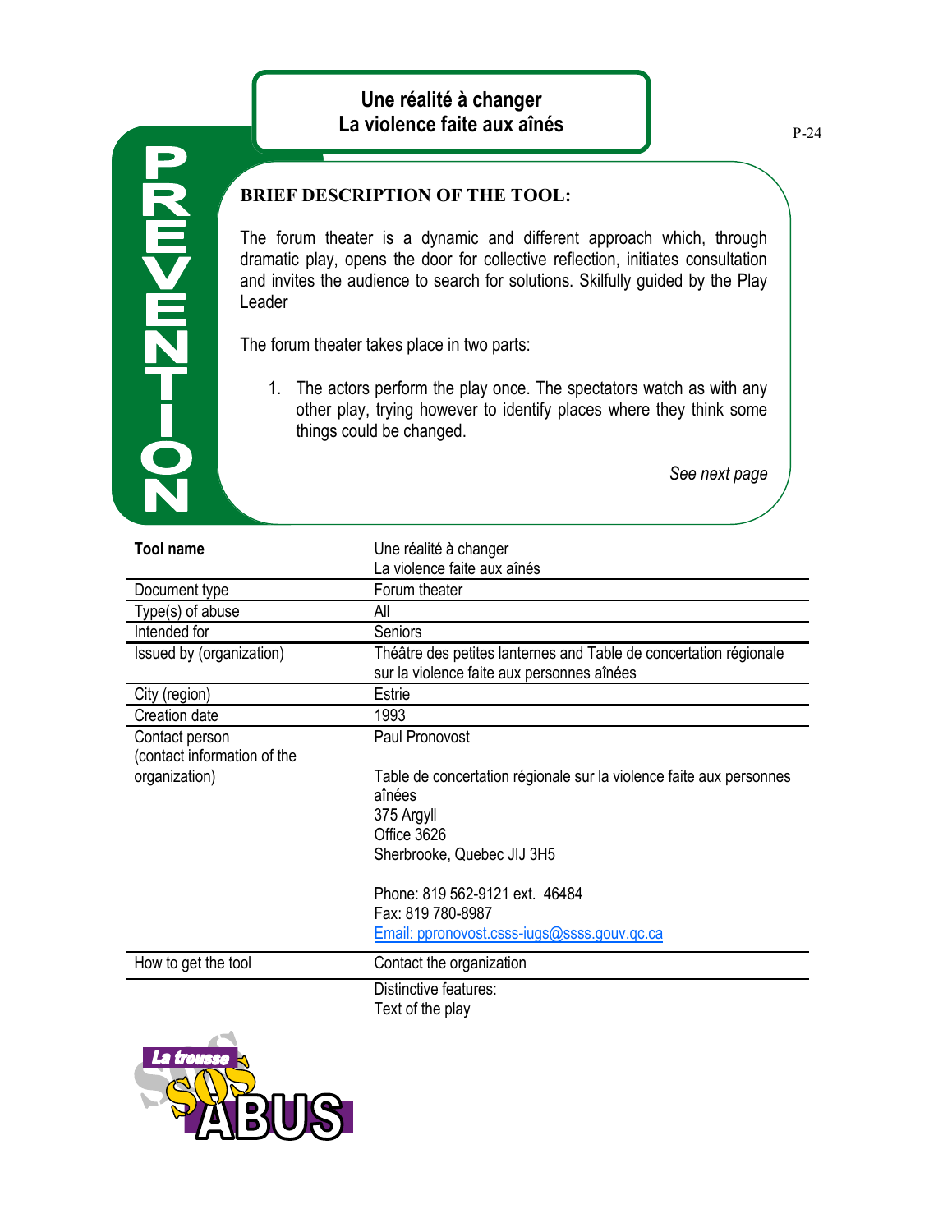# Une réalité à changer
# La violence faite aux aînés

PREVENTION

**BRIEF DESCRIPTION OF THE TOOL:**

The forum theater is a dynamic and different approach which, through dramatic play, opens the door for collective reflection, initiates consultation and invites the audience to search for solutions. Skilfully guided by the Play Leader

The forum theater takes place in two parts:

1. The actors perform the play once. The spectators watch as with any other play, trying however to identify places where they think some things could be changed.

*See next page*

| **Tool name** | Une réalité à changer<br>La violence faite aux aînés |
|---|---|
| Document type | Forum theater |
| Type(s) of abuse | All |
| Intended for | Seniors |
| Issued by (organization) | Théâtre des petites lanternes and Table de concertation régionale sur la violence faite aux personnes aînées |
| City (region) | Estrie |
| Creation date | 1993 |
| Contact person (contact information of the organization) | Paul Pronovost<br><br>Table de concertation régionale sur la violence faite aux personnes aînées<br>375 Argyll<br>Office 3626<br>Sherbrooke, Quebec JIJ 3H5<br><br>Phone: 819 562-9121 ext. 46484<br>Fax: 819 780-8987<br>Email: ppronovost.csss-iugs@ssss.gouv.qc.ca |
| How to get the tool | Contact the organization |
| | Distinctive features:<br>Text of the play |

La trousse SOS ABUS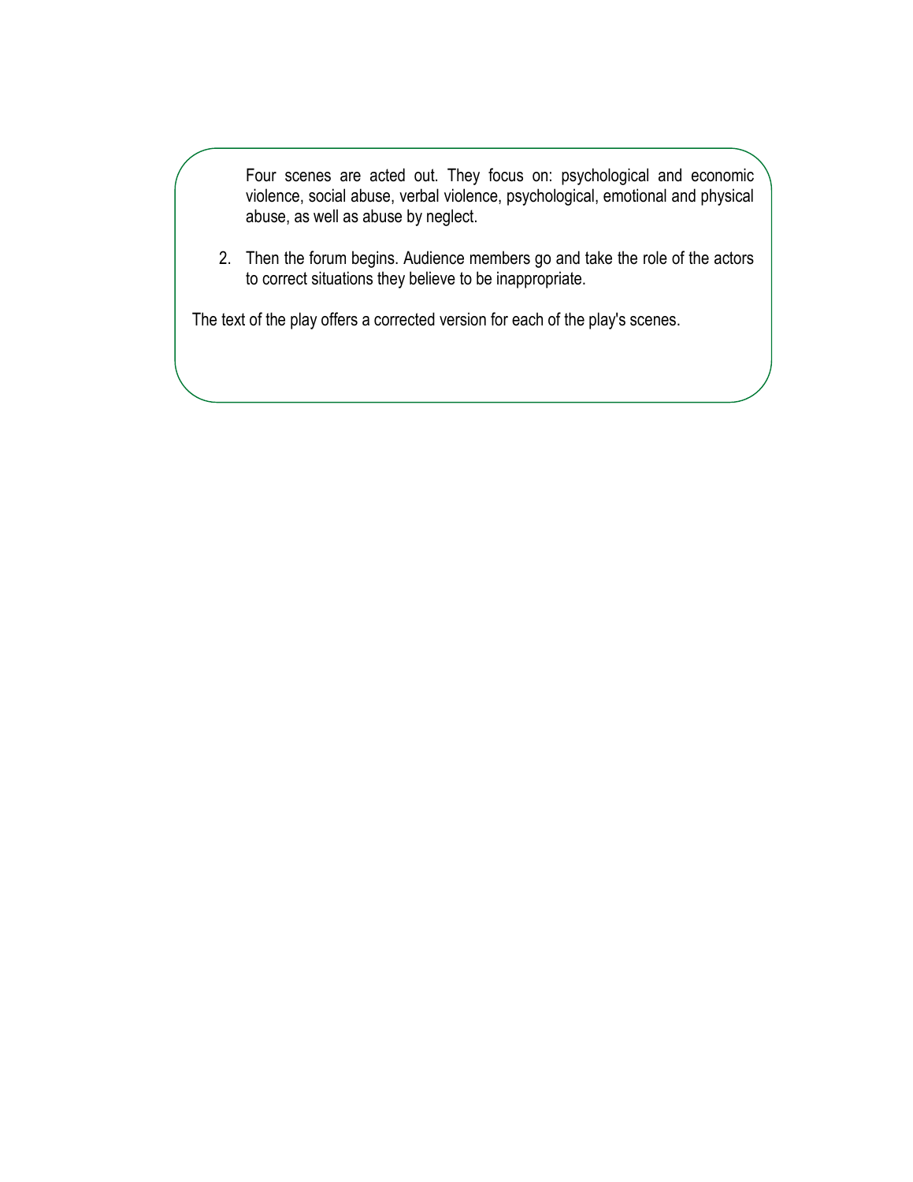Four scenes are acted out. They focus on: psychological and economic violence, social abuse, verbal violence, psychological, emotional and physical abuse, as well as abuse by neglect.

2. Then the forum begins. Audience members go and take the role of the actors to correct situations they believe to be inappropriate.

The text of the play offers a corrected version for each of the play's scenes.